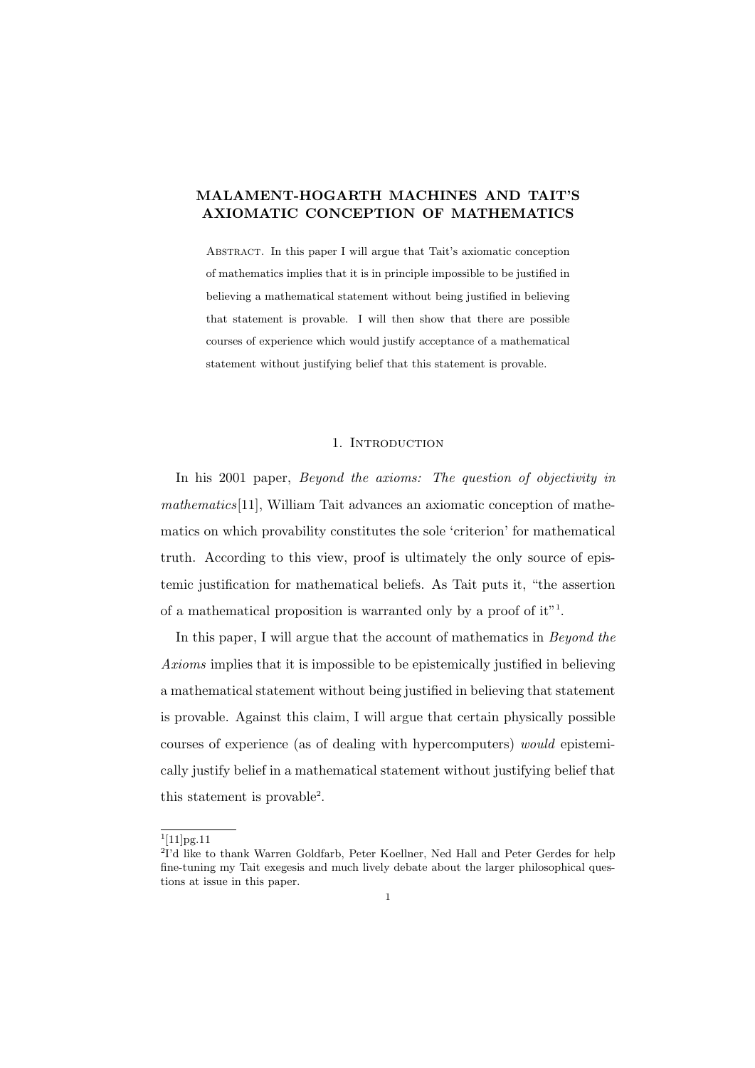# MALAMENT-HOGARTH MACHINES AND TAIT'S AXIOMATIC CONCEPTION OF MATHEMATICS

Abstract. In this paper I will argue that Tait's axiomatic conception of mathematics implies that it is in principle impossible to be justified in believing a mathematical statement without being justified in believing that statement is provable. I will then show that there are possible courses of experience which would justify acceptance of a mathematical statement without justifying belief that this statement is provable.

## 1. Introduction

In his 2001 paper, *Beyond the axioms: The question of objectivity in mathematics*[11], William Tait advances an axiomatic conception of mathematics on which provability constitutes the sole 'criterion' for mathematical truth. According to this view, proof is ultimately the only source of epistemic justification for mathematical beliefs. As Tait puts it, "the assertion of a mathematical proposition is warranted only by a proof of it"[1].

In this paper, I will argue that the account of mathematics in *Beyond the Axioms* implies that it is impossible to be epistemically justified in believing a mathematical statement without being justified in believing that statement is provable. Against this claim, I will argue that certain physically possible courses of experience (as of dealing with hypercomputers) *would* epistemically justify belief in a mathematical statement without justifying belief that this statement is provable[2].

[1] [11]pg.11

[2] I'd like to thank Warren Goldfarb, Peter Koellner, Ned Hall and Peter Gerdes for help fine-tuning my Tait exegesis and much lively debate about the larger philosophical questions at issue in this paper.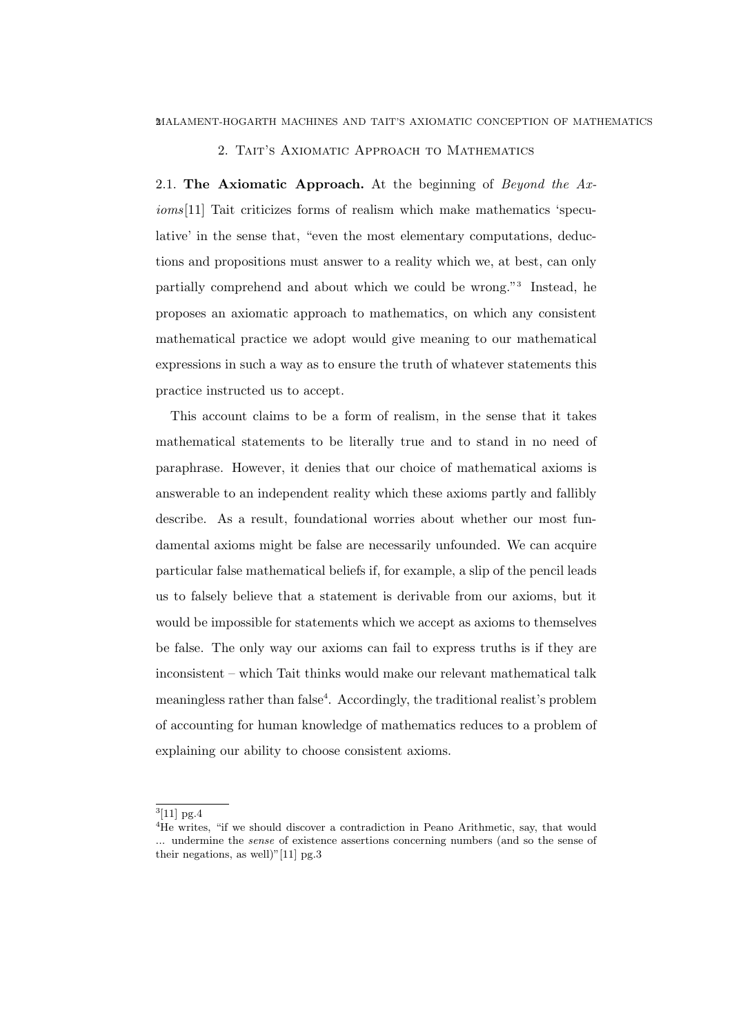## 2. Tait's Axiomatic Approach to Mathematics

2.1. **The Axiomatic Approach.** At the beginning of *Beyond the Axioms*[11] Tait criticizes forms of realism which make mathematics 'speculative' in the sense that, "even the most elementary computations, deductions and propositions must answer to a reality which we, at best, can only partially comprehend and about which we could be wrong."[3] Instead, he proposes an axiomatic approach to mathematics, on which any consistent mathematical practice we adopt would give meaning to our mathematical expressions in such a way as to ensure the truth of whatever statements this practice instructed us to accept.

This account claims to be a form of realism, in the sense that it takes mathematical statements to be literally true and to stand in no need of paraphrase. However, it denies that our choice of mathematical axioms is answerable to an independent reality which these axioms partly and fallibly describe. As a result, foundational worries about whether our most fundamental axioms might be false are necessarily unfounded. We can acquire particular false mathematical beliefs if, for example, a slip of the pencil leads us to falsely believe that a statement is derivable from our axioms, but it would be impossible for statements which we accept as axioms to themselves be false. The only way our axioms can fail to express truths is if they are inconsistent – which Tait thinks would make our relevant mathematical talk meaningless rather than false[4]. Accordingly, the traditional realist's problem of accounting for human knowledge of mathematics reduces to a problem of explaining our ability to choose consistent axioms.

---

[3][11] pg.4

[4]He writes, "if we should discover a contradiction in Peano Arithmetic, say, that would ... undermine the *sense* of existence assertions concerning numbers (and so the sense of their negations, as well)"[11] pg.3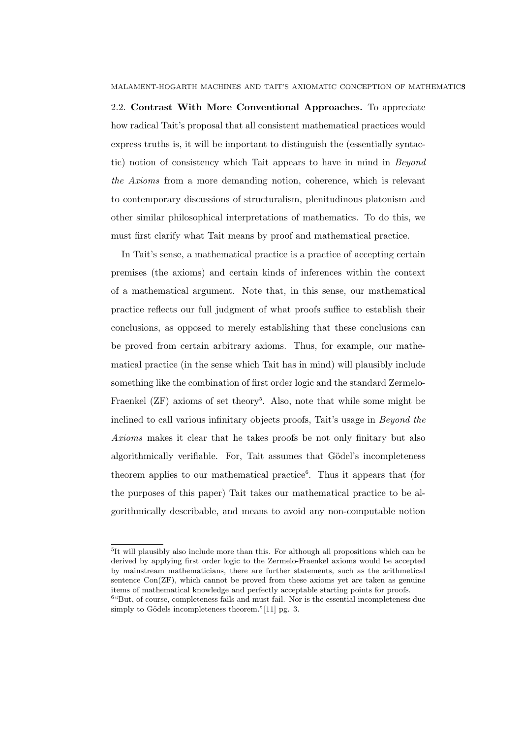### 2.2. Contrast With More Conventional Approaches.

To appreciate how radical Tait's proposal that all consistent mathematical practices would express truths is, it will be important to distinguish the (essentially syntactic) notion of consistency which Tait appears to have in mind in *Beyond the Axioms* from a more demanding notion, coherence, which is relevant to contemporary discussions of structuralism, plenitudinous platonism and other similar philosophical interpretations of mathematics. To do this, we must first clarify what Tait means by proof and mathematical practice.

In Tait's sense, a mathematical practice is a practice of accepting certain premises (the axioms) and certain kinds of inferences within the context of a mathematical argument. Note that, in this sense, our mathematical practice reflects our full judgment of what proofs suffice to establish their conclusions, as opposed to merely establishing that these conclusions can be proved from certain arbitrary axioms. Thus, for example, our mathematical practice (in the sense which Tait has in mind) will plausibly include something like the combination of first order logic and the standard Zermelo-Fraenkel (ZF) axioms of set theory[5]. Also, note that while some might be inclined to call various infinitary objects proofs, Tait's usage in *Beyond the Axioms* makes it clear that he takes proofs be not only finitary but also algorithmically verifiable. For, Tait assumes that Gödel's incompleteness theorem applies to our mathematical practice[6]. Thus it appears that (for the purposes of this paper) Tait takes our mathematical practice to be algorithmically describable, and means to avoid any non-computable notion

---

[5] It will plausibly also include more than this. For although all propositions which can be derived by applying first order logic to the Zermelo-Fraenkel axioms would be accepted by mainstream mathematicians, there are further statements, such as the arithmetical sentence Con(ZF), which cannot be proved from these axioms yet are taken as genuine items of mathematical knowledge and perfectly acceptable starting points for proofs.

[6] "But, of course, completeness fails and must fail. Nor is the essential incompleteness due simply to Gödels incompleteness theorem."[11] pg. 3.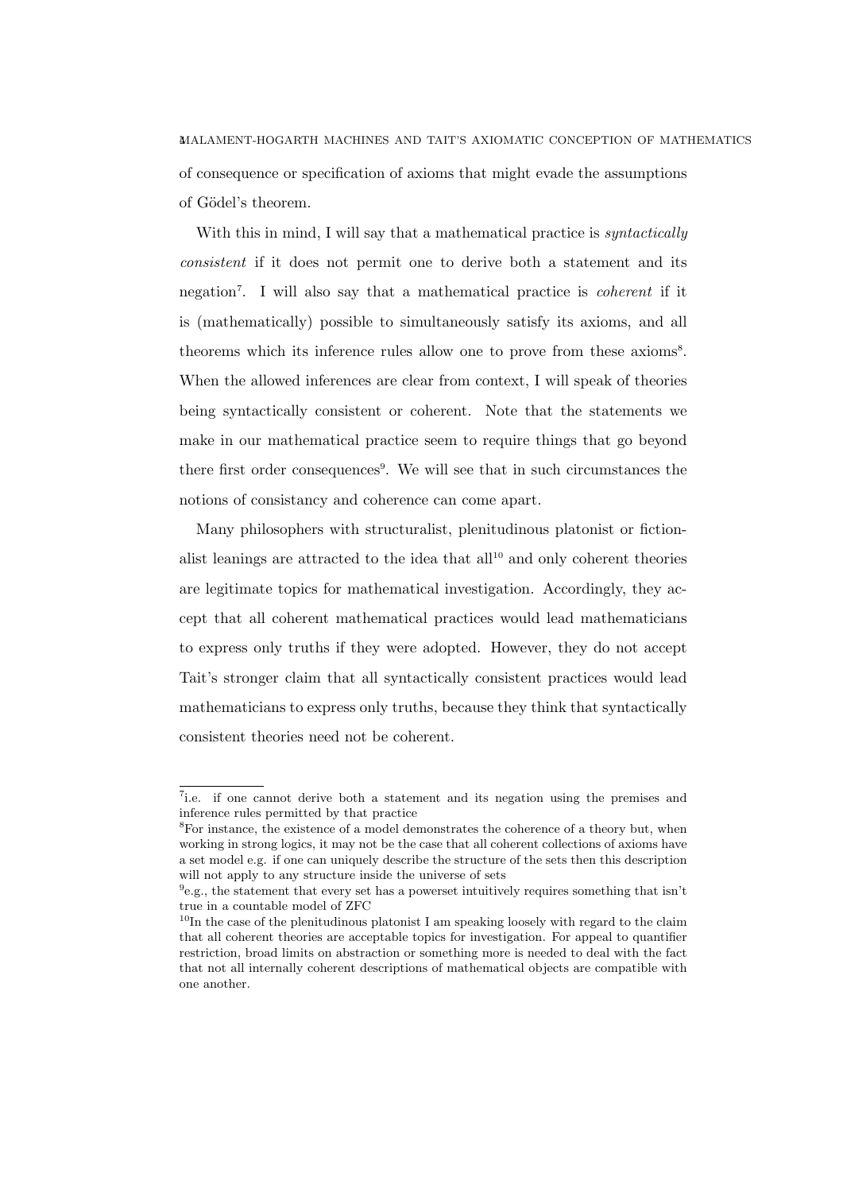of consequence or specification of axioms that might evade the assumptions of Gödel's theorem.

With this in mind, I will say that a mathematical practice is *syntactically consistent* if it does not permit one to derive both a statement and its negation[7]. I will also say that a mathematical practice is *coherent* if it is (mathematically) possible to simultaneously satisfy its axioms, and all theorems which its inference rules allow one to prove from these axioms[8]. When the allowed inferences are clear from context, I will speak of theories being syntactically consistent or coherent. Note that the statements we make in our mathematical practice seem to require things that go beyond there first order consequences[9]. We will see that in such circumstances the notions of consistancy and coherence can come apart.

Many philosophers with structuralist, plenitudinous platonist or fictionalist leanings are attracted to the idea that all[10] and only coherent theories are legitimate topics for mathematical investigation. Accordingly, they accept that all coherent mathematical practices would lead mathematicians to express only truths if they were adopted. However, they do not accept Tait's stronger claim that all syntactically consistent practices would lead mathematicians to express only truths, because they think that syntactically consistent theories need not be coherent.

---

[7] i.e. if one cannot derive both a statement and its negation using the premises and inference rules permitted by that practice

[8] For instance, the existence of a model demonstrates the coherence of a theory but, when working in strong logics, it may not be the case that all coherent collections of axioms have a set model e.g. if one can uniquely describe the structure of the sets then this description will not apply to any structure inside the universe of sets

[9] e.g., the statement that every set has a powerset intuitively requires something that isn't true in a countable model of ZFC

[10] In the case of the plenitudinous platonist I am speaking loosely with regard to the claim that all coherent theories are acceptable topics for investigation. For appeal to quantifier restriction, broad limits on abstraction or something more is needed to deal with the fact that not all internally coherent descriptions of mathematical objects are compatible with one another.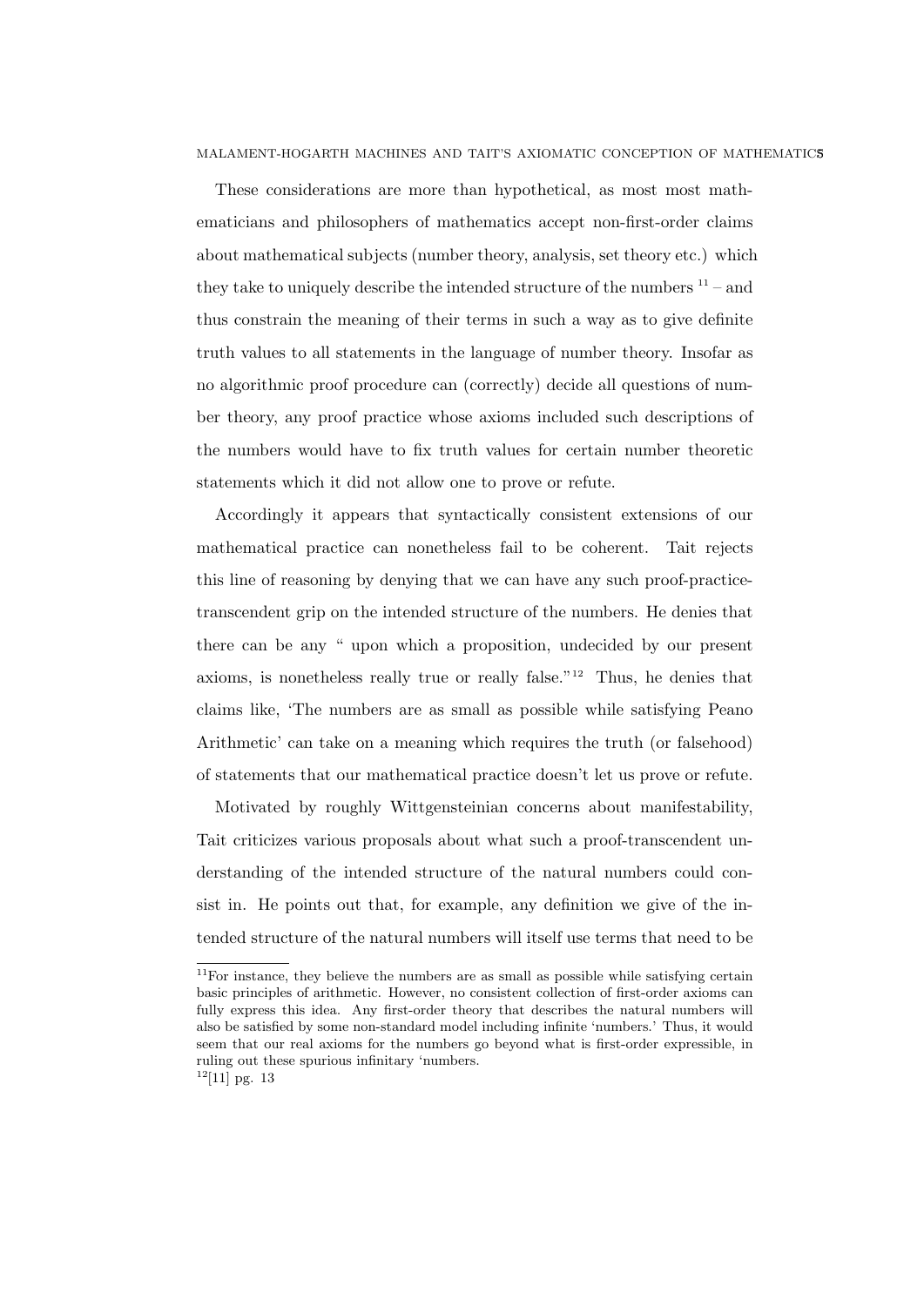These considerations are more than hypothetical, as most most mathematicians and philosophers of mathematics accept non-first-order claims about mathematical subjects (number theory, analysis, set theory etc.) which they take to uniquely describe the intended structure of the numbers [11] – and thus constrain the meaning of their terms in such a way as to give definite truth values to all statements in the language of number theory. Insofar as no algorithmic proof procedure can (correctly) decide all questions of number theory, any proof practice whose axioms included such descriptions of the numbers would have to fix truth values for certain number theoretic statements which it did not allow one to prove or refute.

Accordingly it appears that syntactically consistent extensions of our mathematical practice can nonetheless fail to be coherent. Tait rejects this line of reasoning by denying that we can have any such proof-practice-transcendent grip on the intended structure of the numbers. He denies that there can be any " upon which a proposition, undecided by our present axioms, is nonetheless really true or really false."[12] Thus, he denies that claims like, 'The numbers are as small as possible while satisfying Peano Arithmetic' can take on a meaning which requires the truth (or falsehood) of statements that our mathematical practice doesn't let us prove or refute.

Motivated by roughly Wittgensteinian concerns about manifestability, Tait criticizes various proposals about what such a proof-transcendent understanding of the intended structure of the natural numbers could consist in. He points out that, for example, any definition we give of the intended structure of the natural numbers will itself use terms that need to be

---

[11] For instance, they believe the numbers are as small as possible while satisfying certain basic principles of arithmetic. However, no consistent collection of first-order axioms can fully express this idea. Any first-order theory that describes the natural numbers will also be satisfied by some non-standard model including infinite 'numbers.' Thus, it would seem that our real axioms for the numbers go beyond what is first-order expressible, in ruling out these spurious infinitary 'numbers.

[12] [11] pg. 13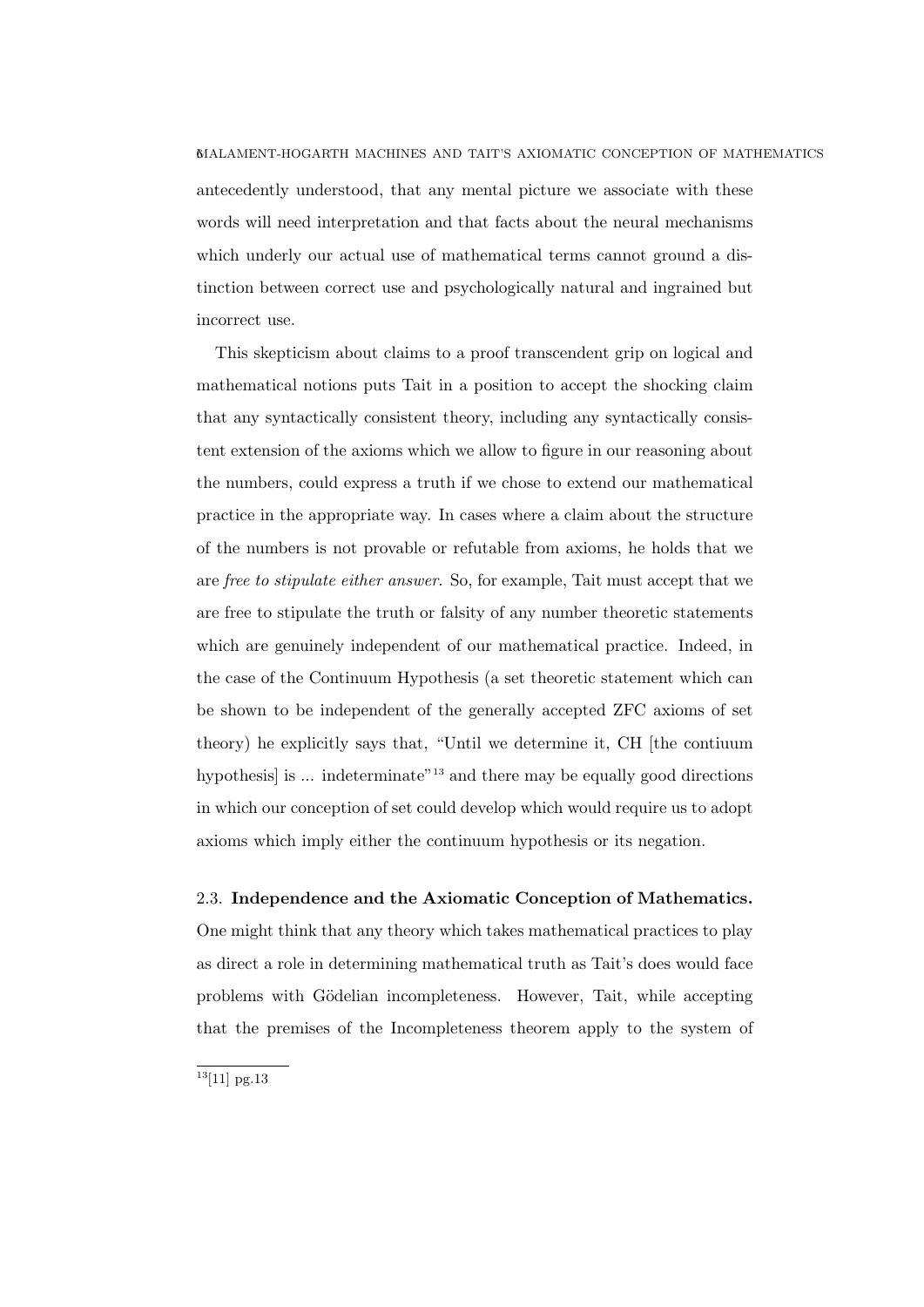antecedently understood, that any mental picture we associate with these words will need interpretation and that facts about the neural mechanisms which underly our actual use of mathematical terms cannot ground a distinction between correct use and psychologically natural and ingrained but incorrect use.

This skepticism about claims to a proof transcendent grip on logical and mathematical notions puts Tait in a position to accept the shocking claim that any syntactically consistent theory, including any syntactically consistent extension of the axioms which we allow to figure in our reasoning about the numbers, could express a truth if we chose to extend our mathematical practice in the appropriate way. In cases where a claim about the structure of the numbers is not provable or refutable from axioms, he holds that we are *free to stipulate either answer*. So, for example, Tait must accept that we are free to stipulate the truth or falsity of any number theoretic statements which are genuinely independent of our mathematical practice. Indeed, in the case of the Continuum Hypothesis (a set theoretic statement which can be shown to be independent of the generally accepted ZFC axioms of set theory) he explicitly says that, "Until we determine it, CH [the contiuum hypothesis] is ... indeterminate"[13] and there may be equally good directions in which our conception of set could develop which would require us to adopt axioms which imply either the continuum hypothesis or its negation.

### 2.3. **Independence and the Axiomatic Conception of Mathematics.**

One might think that any theory which takes mathematical practices to play as direct a role in determining mathematical truth as Tait's does would face problems with Gödelian incompleteness. However, Tait, while accepting that the premises of the Incompleteness theorem apply to the system of

[13][11] pg.13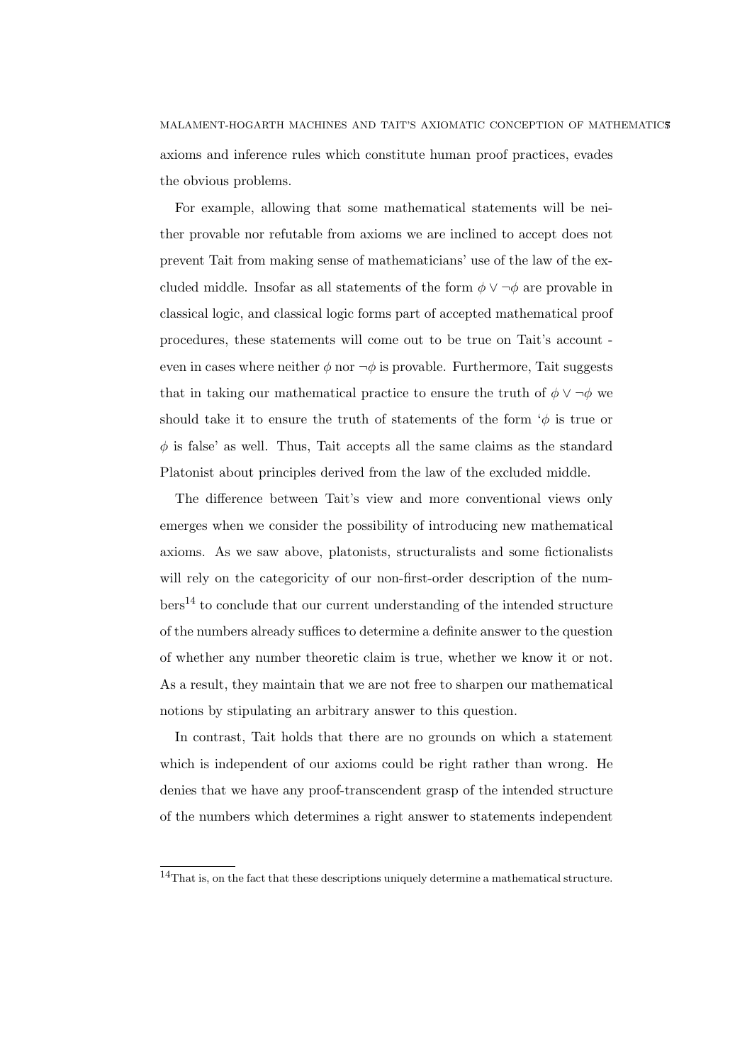axioms and inference rules which constitute human proof practices, evades the obvious problems.

For example, allowing that some mathematical statements will be neither provable nor refutable from axioms we are inclined to accept does not prevent Tait from making sense of mathematicians' use of the law of the excluded middle. Insofar as all statements of the form $\phi \vee \neg\phi$ are provable in classical logic, and classical logic forms part of accepted mathematical proof procedures, these statements will come out to be true on Tait's account - even in cases where neither $\phi$ nor $\neg\phi$ is provable. Furthermore, Tait suggests that in taking our mathematical practice to ensure the truth of $\phi \vee \neg\phi$ we should take it to ensure the truth of statements of the form '$\phi$ is true or $\phi$ is false' as well. Thus, Tait accepts all the same claims as the standard Platonist about principles derived from the law of the excluded middle.

The difference between Tait's view and more conventional views only emerges when we consider the possibility of introducing new mathematical axioms. As we saw above, platonists, structuralists and some fictionalists will rely on the categoricity of our non-first-order description of the numbers[14] to conclude that our current understanding of the intended structure of the numbers already suffices to determine a definite answer to the question of whether any number theoretic claim is true, whether we know it or not. As a result, they maintain that we are not free to sharpen our mathematical notions by stipulating an arbitrary answer to this question.

In contrast, Tait holds that there are no grounds on which a statement which is independent of our axioms could be right rather than wrong. He denies that we have any proof-transcendent grasp of the intended structure of the numbers which determines a right answer to statements independent

[14]That is, on the fact that these descriptions uniquely determine a mathematical structure.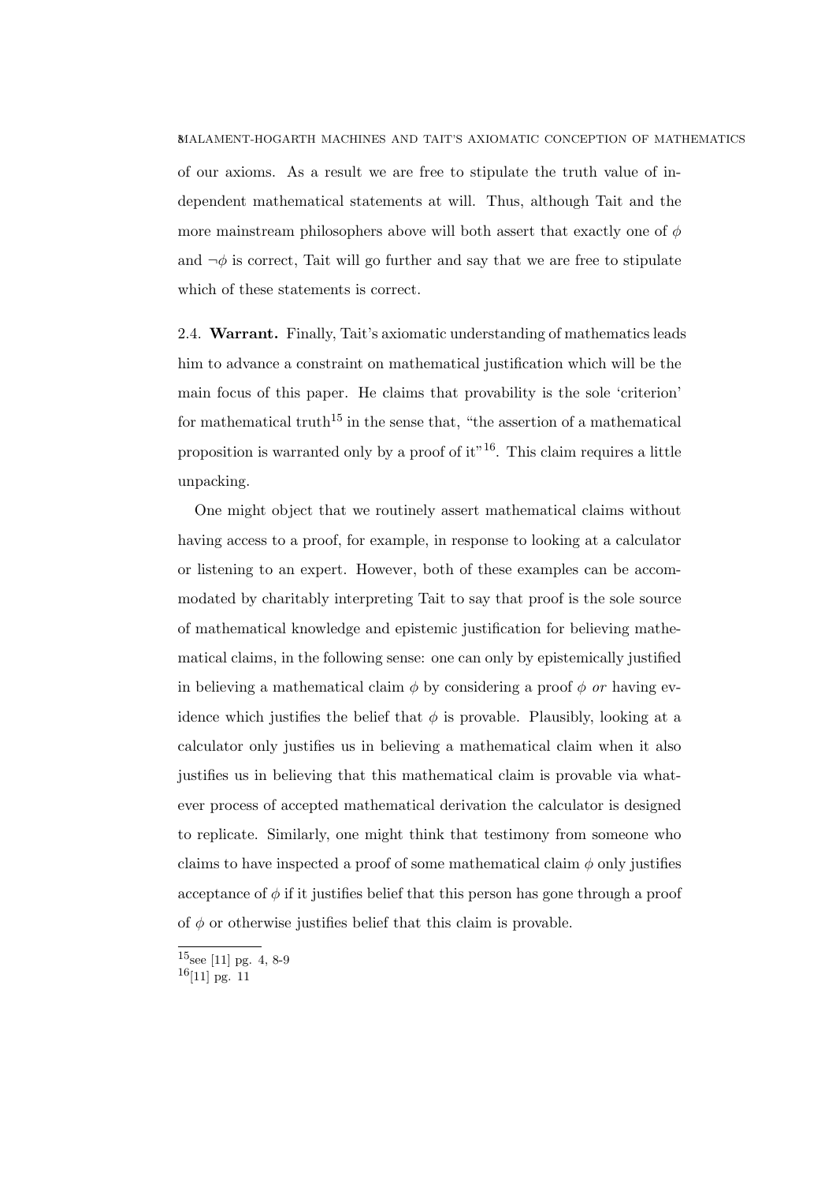of our axioms. As a result we are free to stipulate the truth value of independent mathematical statements at will. Thus, although Tait and the more mainstream philosophers above will both assert that exactly one of $\phi$ and $\neg\phi$ is correct, Tait will go further and say that we are free to stipulate which of these statements is correct.

2.4. **Warrant.** Finally, Tait's axiomatic understanding of mathematics leads him to advance a constraint on mathematical justification which will be the main focus of this paper. He claims that provability is the sole 'criterion' for mathematical truth[15] in the sense that, "the assertion of a mathematical proposition is warranted only by a proof of it"[16]. This claim requires a little unpacking.

One might object that we routinely assert mathematical claims without having access to a proof, for example, in response to looking at a calculator or listening to an expert. However, both of these examples can be accommodated by charitably interpreting Tait to say that proof is the sole source of mathematical knowledge and epistemic justification for believing mathematical claims, in the following sense: one can only by epistemically justified in believing a mathematical claim $\phi$ by considering a proof $\phi$ *or* having evidence which justifies the belief that $\phi$ is provable. Plausibly, looking at a calculator only justifies us in believing a mathematical claim when it also justifies us in believing that this mathematical claim is provable via whatever process of accepted mathematical derivation the calculator is designed to replicate. Similarly, one might think that testimony from someone who claims to have inspected a proof of some mathematical claim $\phi$ only justifies acceptance of $\phi$ if it justifies belief that this person has gone through a proof of $\phi$ or otherwise justifies belief that this claim is provable.

[15] see [11] pg. 4, 8-9

[16] [11] pg. 11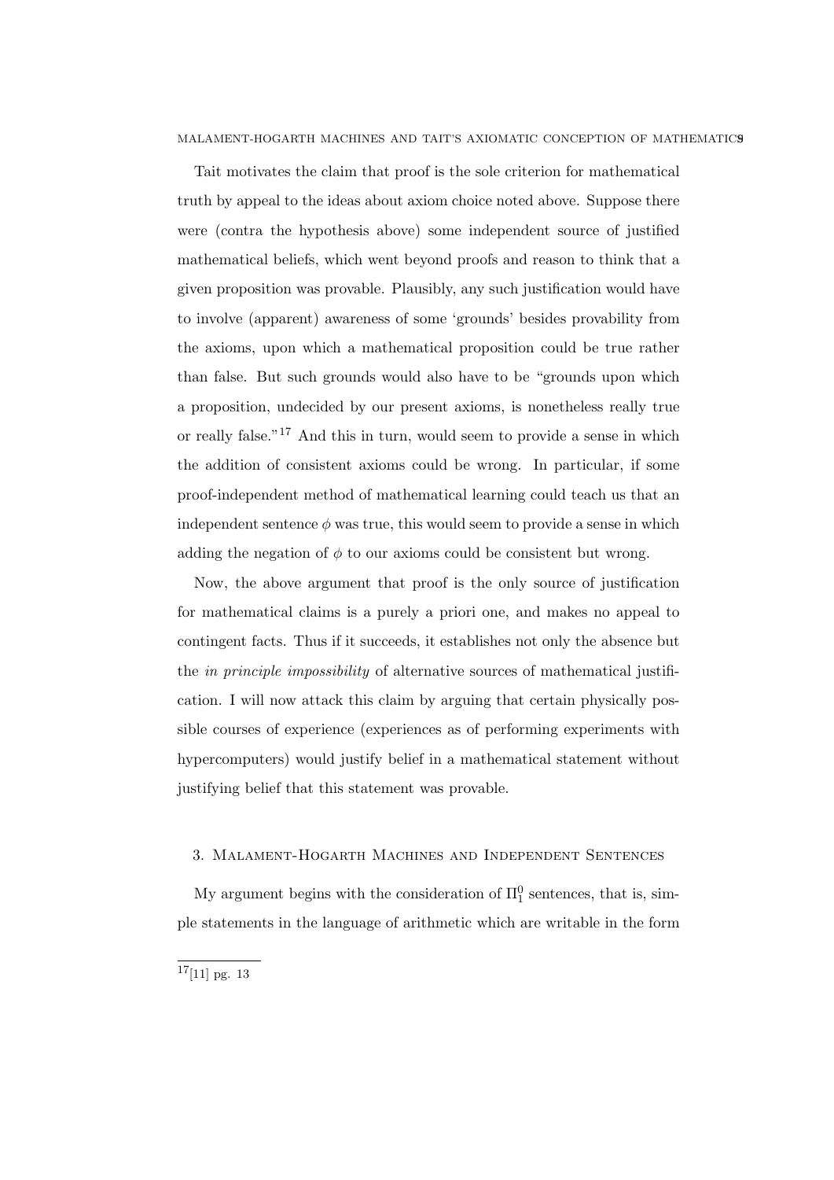Tait motivates the claim that proof is the sole criterion for mathematical truth by appeal to the ideas about axiom choice noted above. Suppose there were (contra the hypothesis above) some independent source of justified mathematical beliefs, which went beyond proofs and reason to think that a given proposition was provable. Plausibly, any such justification would have to involve (apparent) awareness of some 'grounds' besides provability from the axioms, upon which a mathematical proposition could be true rather than false. But such grounds would also have to be "grounds upon which a proposition, undecided by our present axioms, is nonetheless really true or really false."[17] And this in turn, would seem to provide a sense in which the addition of consistent axioms could be wrong. In particular, if some proof-independent method of mathematical learning could teach us that an independent sentence $\phi$ was true, this would seem to provide a sense in which adding the negation of $\phi$ to our axioms could be consistent but wrong.

Now, the above argument that proof is the only source of justification for mathematical claims is a purely a priori one, and makes no appeal to contingent facts. Thus if it succeeds, it establishes not only the absence but the *in principle impossibility* of alternative sources of mathematical justification. I will now attack this claim by arguing that certain physically possible courses of experience (experiences as of performing experiments with hypercomputers) would justify belief in a mathematical statement without justifying belief that this statement was provable.

## 3. Malament-Hogarth Machines and Independent Sentences

My argument begins with the consideration of $\Pi^0_1$ sentences, that is, simple statements in the language of arithmetic which are writable in the form

[17] [11] pg. 13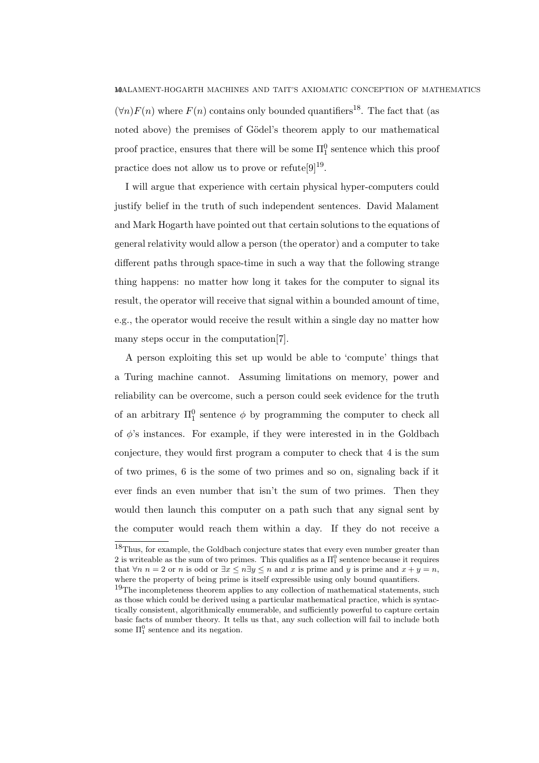$(\forall n)F(n)$ where $F(n)$ contains only bounded quantifiers[18]. The fact that (as noted above) the premises of Gödel's theorem apply to our mathematical proof practice, ensures that there will be some $\Pi^0_1$ sentence which this proof practice does not allow us to prove or refute[9][19].

I will argue that experience with certain physical hyper-computers could justify belief in the truth of such independent sentences. David Malament and Mark Hogarth have pointed out that certain solutions to the equations of general relativity would allow a person (the operator) and a computer to take different paths through space-time in such a way that the following strange thing happens: no matter how long it takes for the computer to signal its result, the operator will receive that signal within a bounded amount of time, e.g., the operator would receive the result within a single day no matter how many steps occur in the computation[7].

A person exploiting this set up would be able to 'compute' things that a Turing machine cannot. Assuming limitations on memory, power and reliability can be overcome, such a person could seek evidence for the truth of an arbitrary $\Pi^0_1$ sentence $\phi$ by programming the computer to check all of $\phi$'s instances. For example, if they were interested in in the Goldbach conjecture, they would first program a computer to check that 4 is the sum of two primes, 6 is the some of two primes and so on, signaling back if it ever finds an even number that isn't the sum of two primes. Then they would then launch this computer on a path such that any signal sent by the computer would reach them within a day. If they do not receive a

---

[18] Thus, for example, the Goldbach conjecture states that every even number greater than 2 is writeable as the sum of two primes. This qualifies as a $\Pi^0_1$ sentence because it requires that $\forall n\ n = 2$ or $n$ is odd or $\exists x \leq n \exists y \leq n$ and $x$ is prime and $y$ is prime and $x + y = n$, where the property of being prime is itself expressible using only bound quantifiers.

[19] The incompleteness theorem applies to any collection of mathematical statements, such as those which could be derived using a particular mathematical practice, which is syntactically consistent, algorithmically enumerable, and sufficiently powerful to capture certain basic facts of number theory. It tells us that, any such collection will fail to include both some $\Pi^0_1$ sentence and its negation.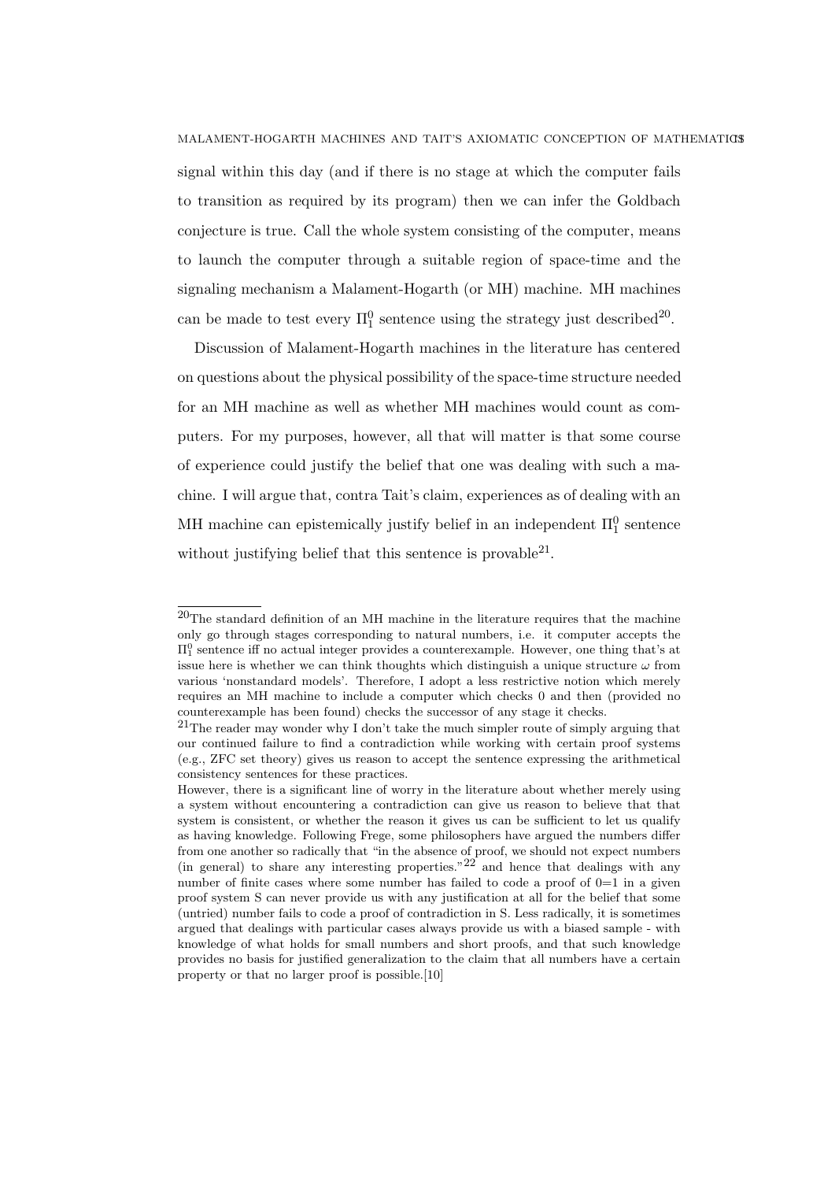signal within this day (and if there is no stage at which the computer fails to transition as required by its program) then we can infer the Goldbach conjecture is true. Call the whole system consisting of the computer, means to launch the computer through a suitable region of space-time and the signaling mechanism a Malament-Hogarth (or MH) machine. MH machines can be made to test every $\Pi^0_1$ sentence using the strategy just described[20].

Discussion of Malament-Hogarth machines in the literature has centered on questions about the physical possibility of the space-time structure needed for an MH machine as well as whether MH machines would count as computers. For my purposes, however, all that will matter is that some course of experience could justify the belief that one was dealing with such a machine. I will argue that, contra Tait's claim, experiences as of dealing with an MH machine can epistemically justify belief in an independent $\Pi^0_1$ sentence without justifying belief that this sentence is provable[21].

---

[20] The standard definition of an MH machine in the literature requires that the machine only go through stages corresponding to natural numbers, i.e. it computer accepts the $\Pi^0_1$ sentence iff no actual integer provides a counterexample. However, one thing that's at issue here is whether we can think thoughts which distinguish a unique structure $\omega$ from various 'nonstandard models'. Therefore, I adopt a less restrictive notion which merely requires an MH machine to include a computer which checks 0 and then (provided no counterexample has been found) checks the successor of any stage it checks.

[21] The reader may wonder why I don't take the much simpler route of simply arguing that our continued failure to find a contradiction while working with certain proof systems (e.g., ZFC set theory) gives us reason to accept the sentence expressing the arithmetical consistency sentences for these practices.

However, there is a significant line of worry in the literature about whether merely using a system without encountering a contradiction can give us reason to believe that that system is consistent, or whether the reason it gives us can be sufficient to let us qualify as having knowledge. Following Frege, some philosophers have argued the numbers differ from one another so radically that "in the absence of proof, we should not expect numbers (in general) to share any interesting properties."[22] and hence that dealings with any number of finite cases where some number has failed to code a proof of 0=1 in a given proof system S can never provide us with any justification at all for the belief that some (untried) number fails to code a proof of contradiction in S. Less radically, it is sometimes argued that dealings with particular cases always provide us with a biased sample - with knowledge of what holds for small numbers and short proofs, and that such knowledge provides no basis for justified generalization to the claim that all numbers have a certain property or that no larger proof is possible.[10]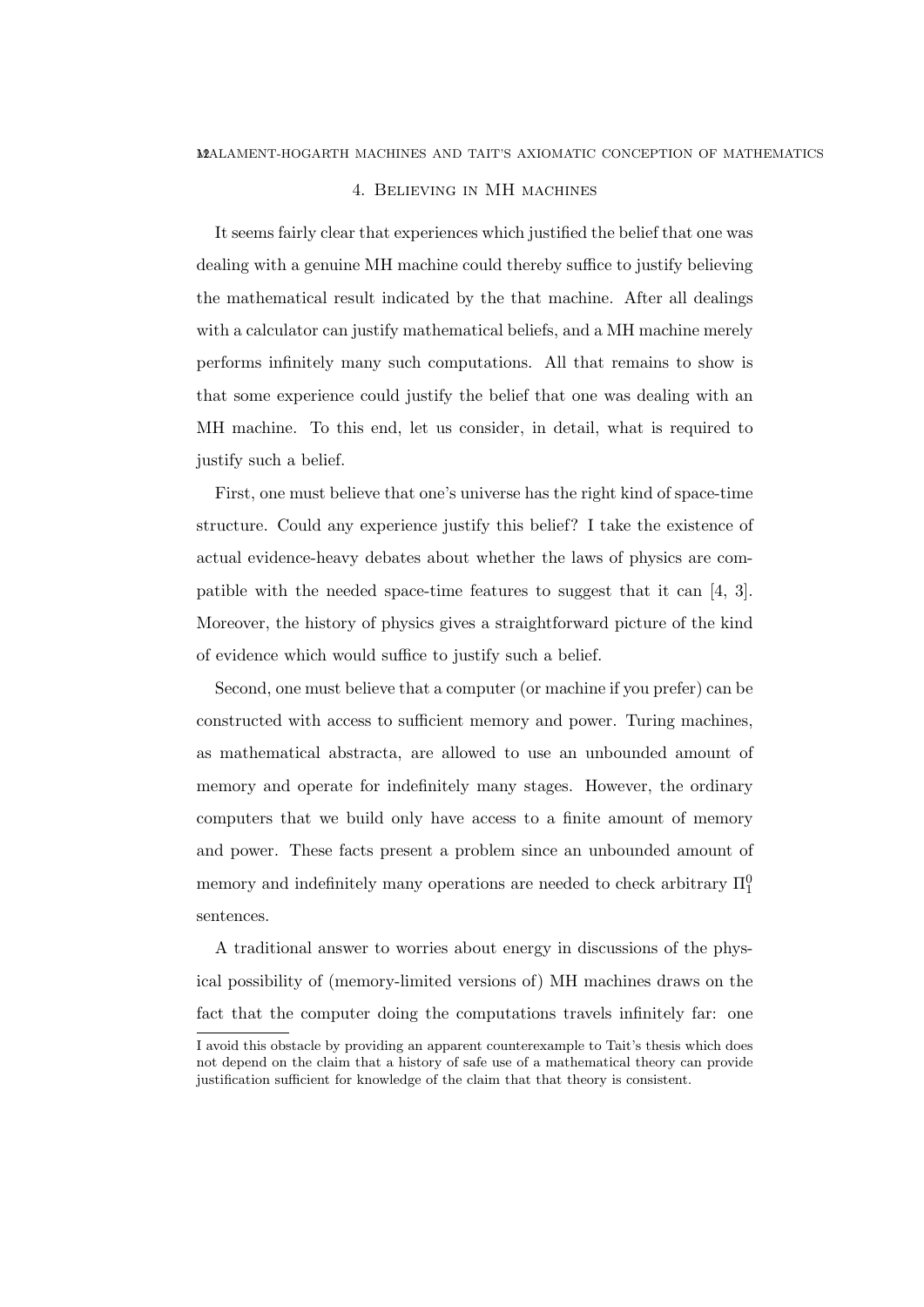## 4. Believing in MH machines

It seems fairly clear that experiences which justified the belief that one was dealing with a genuine MH machine could thereby suffice to justify believing the mathematical result indicated by the that machine. After all dealings with a calculator can justify mathematical beliefs, and a MH machine merely performs infinitely many such computations. All that remains to show is that some experience could justify the belief that one was dealing with an MH machine. To this end, let us consider, in detail, what is required to justify such a belief.

First, one must believe that one's universe has the right kind of space-time structure. Could any experience justify this belief? I take the existence of actual evidence-heavy debates about whether the laws of physics are compatible with the needed space-time features to suggest that it can [4, 3]. Moreover, the history of physics gives a straightforward picture of the kind of evidence which would suffice to justify such a belief.

Second, one must believe that a computer (or machine if you prefer) can be constructed with access to sufficient memory and power. Turing machines, as mathematical abstracta, are allowed to use an unbounded amount of memory and operate for indefinitely many stages. However, the ordinary computers that we build only have access to a finite amount of memory and power. These facts present a problem since an unbounded amount of memory and indefinitely many operations are needed to check arbitrary $\Pi^0_1$ sentences.

A traditional answer to worries about energy in discussions of the physical possibility of (memory-limited versions of) MH machines draws on the fact that the computer doing the computations travels infinitely far: one

I avoid this obstacle by providing an apparent counterexample to Tait's thesis which does not depend on the claim that a history of safe use of a mathematical theory can provide justification sufficient for knowledge of the claim that that theory is consistent.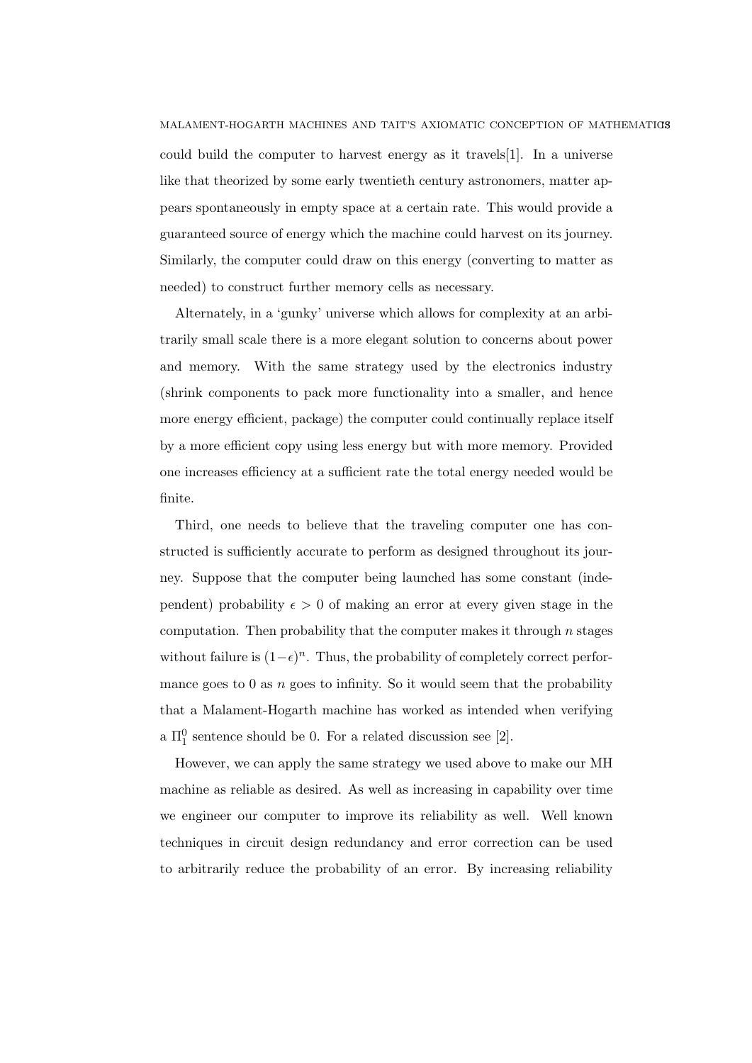could build the computer to harvest energy as it travels[1]. In a universe like that theorized by some early twentieth century astronomers, matter appears spontaneously in empty space at a certain rate. This would provide a guaranteed source of energy which the machine could harvest on its journey. Similarly, the computer could draw on this energy (converting to matter as needed) to construct further memory cells as necessary.

Alternately, in a 'gunky' universe which allows for complexity at an arbitrarily small scale there is a more elegant solution to concerns about power and memory. With the same strategy used by the electronics industry (shrink components to pack more functionality into a smaller, and hence more energy efficient, package) the computer could continually replace itself by a more efficient copy using less energy but with more memory. Provided one increases efficiency at a sufficient rate the total energy needed would be finite.

Third, one needs to believe that the traveling computer one has constructed is sufficiently accurate to perform as designed throughout its journey. Suppose that the computer being launched has some constant (independent) probability $\epsilon > 0$ of making an error at every given stage in the computation. Then probability that the computer makes it through $n$ stages without failure is $(1-\epsilon)^n$. Thus, the probability of completely correct performance goes to 0 as $n$ goes to infinity. So it would seem that the probability that a Malament-Hogarth machine has worked as intended when verifying a $\Pi^0_1$ sentence should be 0. For a related discussion see [2].

However, we can apply the same strategy we used above to make our MH machine as reliable as desired. As well as increasing in capability over time we engineer our computer to improve its reliability as well. Well known techniques in circuit design redundancy and error correction can be used to arbitrarily reduce the probability of an error. By increasing reliability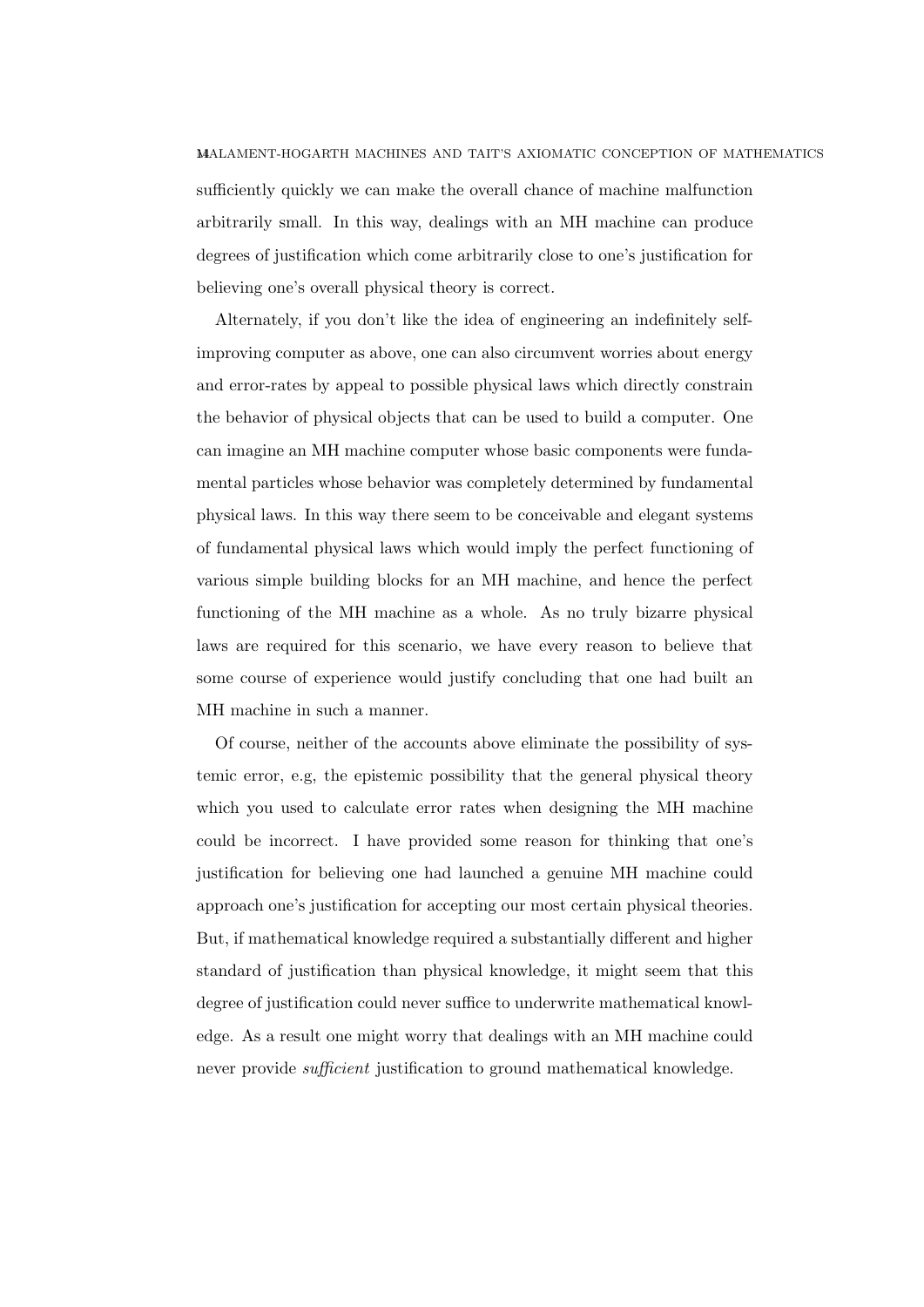sufficiently quickly we can make the overall chance of machine malfunction arbitrarily small. In this way, dealings with an MH machine can produce degrees of justification which come arbitrarily close to one's justification for believing one's overall physical theory is correct.

Alternately, if you don't like the idea of engineering an indefinitely self-improving computer as above, one can also circumvent worries about energy and error-rates by appeal to possible physical laws which directly constrain the behavior of physical objects that can be used to build a computer. One can imagine an MH machine computer whose basic components were fundamental particles whose behavior was completely determined by fundamental physical laws. In this way there seem to be conceivable and elegant systems of fundamental physical laws which would imply the perfect functioning of various simple building blocks for an MH machine, and hence the perfect functioning of the MH machine as a whole. As no truly bizarre physical laws are required for this scenario, we have every reason to believe that some course of experience would justify concluding that one had built an MH machine in such a manner.

Of course, neither of the accounts above eliminate the possibility of systemic error, e.g, the epistemic possibility that the general physical theory which you used to calculate error rates when designing the MH machine could be incorrect. I have provided some reason for thinking that one's justification for believing one had launched a genuine MH machine could approach one's justification for accepting our most certain physical theories. But, if mathematical knowledge required a substantially different and higher standard of justification than physical knowledge, it might seem that this degree of justification could never suffice to underwrite mathematical knowledge. As a result one might worry that dealings with an MH machine could never provide *sufficient* justification to ground mathematical knowledge.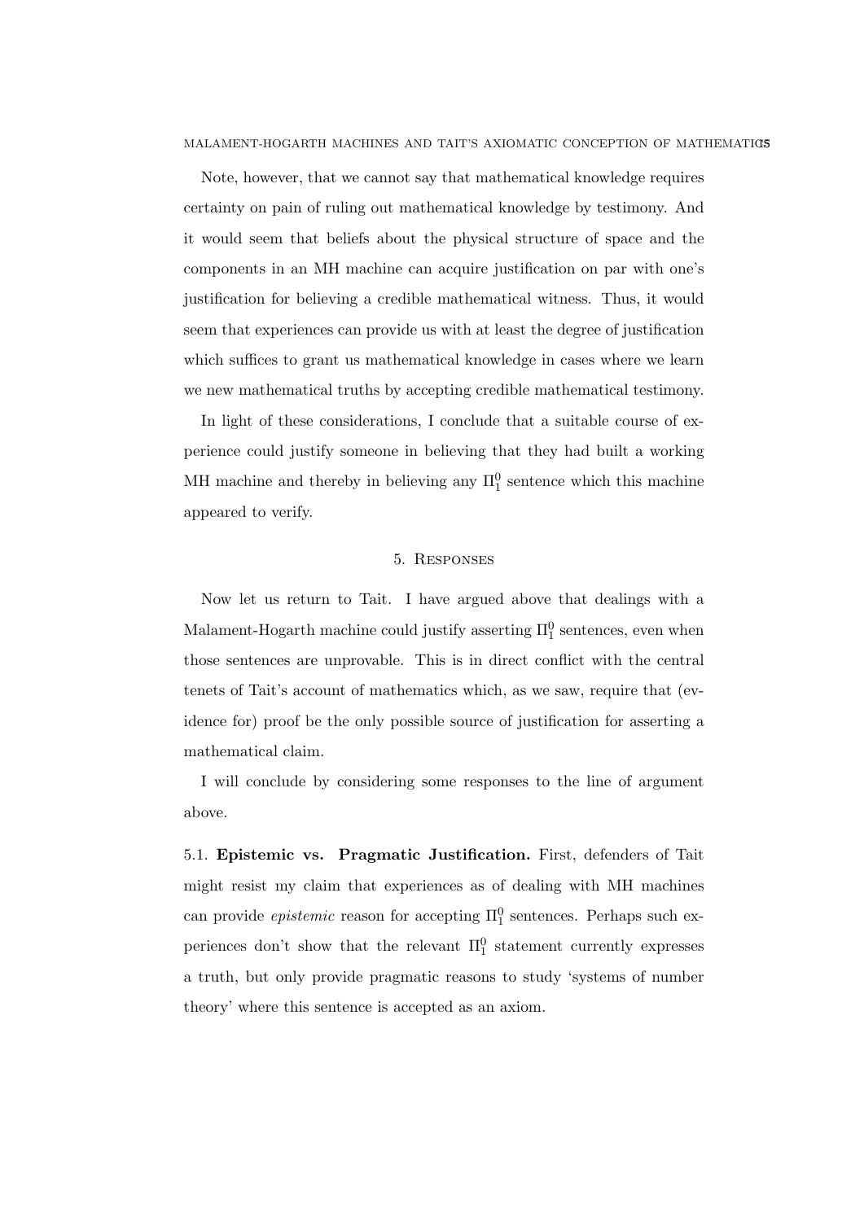Note, however, that we cannot say that mathematical knowledge requires certainty on pain of ruling out mathematical knowledge by testimony. And it would seem that beliefs about the physical structure of space and the components in an MH machine can acquire justification on par with one's justification for believing a credible mathematical witness. Thus, it would seem that experiences can provide us with at least the degree of justification which suffices to grant us mathematical knowledge in cases where we learn we new mathematical truths by accepting credible mathematical testimony.

In light of these considerations, I conclude that a suitable course of experience could justify someone in believing that they had built a working MH machine and thereby in believing any $\Pi^0_1$ sentence which this machine appeared to verify.

## 5. Responses

Now let us return to Tait. I have argued above that dealings with a Malament-Hogarth machine could justify asserting $\Pi^0_1$ sentences, even when those sentences are unprovable. This is in direct conflict with the central tenets of Tait's account of mathematics which, as we saw, require that (evidence for) proof be the only possible source of justification for asserting a mathematical claim.

I will conclude by considering some responses to the line of argument above.

5.1. **Epistemic vs. Pragmatic Justification.** First, defenders of Tait might resist my claim that experiences as of dealing with MH machines can provide *epistemic* reason for accepting $\Pi^0_1$ sentences. Perhaps such experiences don't show that the relevant $\Pi^0_1$ statement currently expresses a truth, but only provide pragmatic reasons to study 'systems of number theory' where this sentence is accepted as an axiom.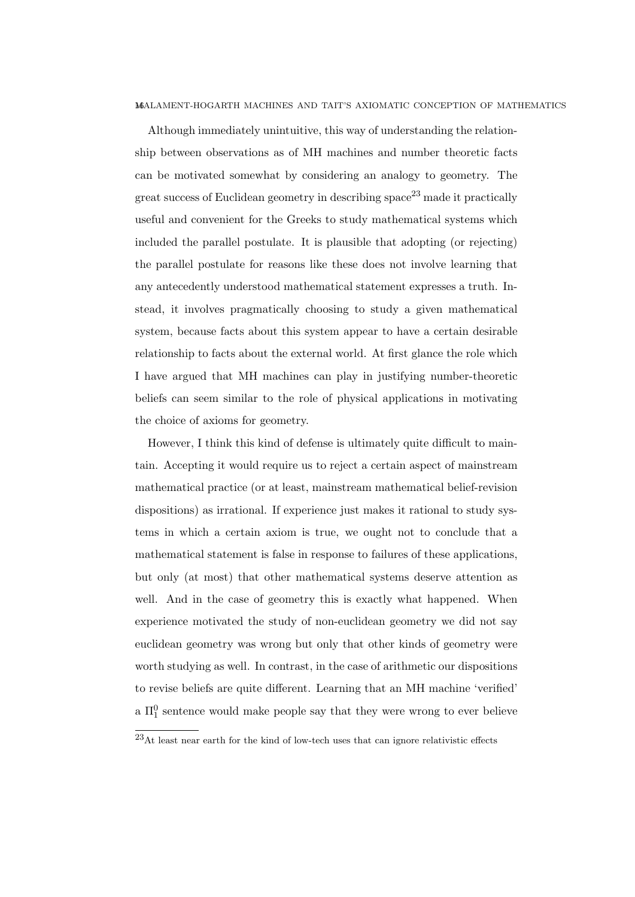Although immediately unintuitive, this way of understanding the relationship between observations as of MH machines and number theoretic facts can be motivated somewhat by considering an analogy to geometry. The great success of Euclidean geometry in describing space[23] made it practically useful and convenient for the Greeks to study mathematical systems which included the parallel postulate. It is plausible that adopting (or rejecting) the parallel postulate for reasons like these does not involve learning that any antecedently understood mathematical statement expresses a truth. Instead, it involves pragmatically choosing to study a given mathematical system, because facts about this system appear to have a certain desirable relationship to facts about the external world. At first glance the role which I have argued that MH machines can play in justifying number-theoretic beliefs can seem similar to the role of physical applications in motivating the choice of axioms for geometry.

However, I think this kind of defense is ultimately quite difficult to maintain. Accepting it would require us to reject a certain aspect of mainstream mathematical practice (or at least, mainstream mathematical belief-revision dispositions) as irrational. If experience just makes it rational to study systems in which a certain axiom is true, we ought not to conclude that a mathematical statement is false in response to failures of these applications, but only (at most) that other mathematical systems deserve attention as well. And in the case of geometry this is exactly what happened. When experience motivated the study of non-euclidean geometry we did not say euclidean geometry was wrong but only that other kinds of geometry were worth studying as well. In contrast, in the case of arithmetic our dispositions to revise beliefs are quite different. Learning that an MH machine 'verified' a $\Pi^0_1$ sentence would make people say that they were wrong to ever believe

[23] At least near earth for the kind of low-tech uses that can ignore relativistic effects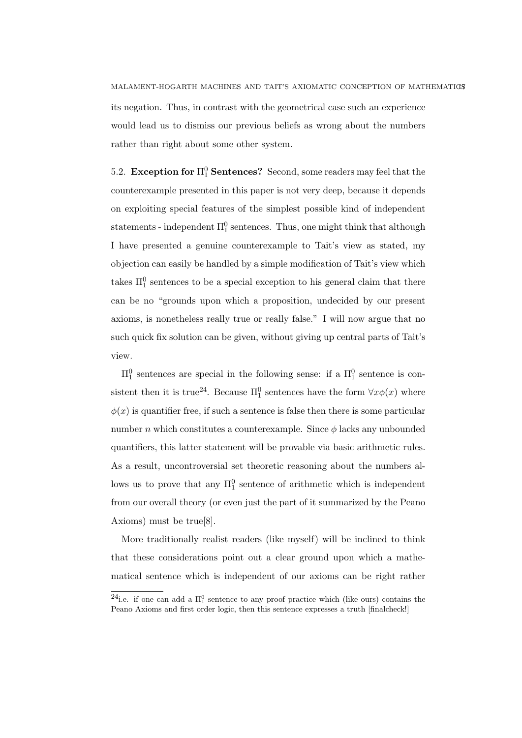its negation. Thus, in contrast with the geometrical case such an experience would lead us to dismiss our previous beliefs as wrong about the numbers rather than right about some other system.

### 5.2. **Exception for $\Pi^0_1$ Sentences?**

Second, some readers may feel that the counterexample presented in this paper is not very deep, because it depends on exploiting special features of the simplest possible kind of independent statements - independent $\Pi^0_1$ sentences. Thus, one might think that although I have presented a genuine counterexample to Tait's view as stated, my objection can easily be handled by a simple modification of Tait's view which takes $\Pi^0_1$ sentences to be a special exception to his general claim that there can be no "grounds upon which a proposition, undecided by our present axioms, is nonetheless really true or really false." I will now argue that no such quick fix solution can be given, without giving up central parts of Tait's view.

$\Pi^0_1$ sentences are special in the following sense: if a $\Pi^0_1$ sentence is consistent then it is true[24]. Because $\Pi^0_1$ sentences have the form $\forall x \phi(x)$ where $\phi(x)$ is quantifier free, if such a sentence is false then there is some particular number $n$ which constitutes a counterexample. Since $\phi$ lacks any unbounded quantifiers, this latter statement will be provable via basic arithmetic rules. As a result, uncontroversial set theoretic reasoning about the numbers allows us to prove that any $\Pi^0_1$ sentence of arithmetic which is independent from our overall theory (or even just the part of it summarized by the Peano Axioms) must be true[8].

More traditionally realist readers (like myself) will be inclined to think that these considerations point out a clear ground upon which a mathematical sentence which is independent of our axioms can be right rather

[24]i.e. if one can add a $\Pi^0_1$ sentence to any proof practice which (like ours) contains the Peano Axioms and first order logic, then this sentence expresses a truth [finalcheck!]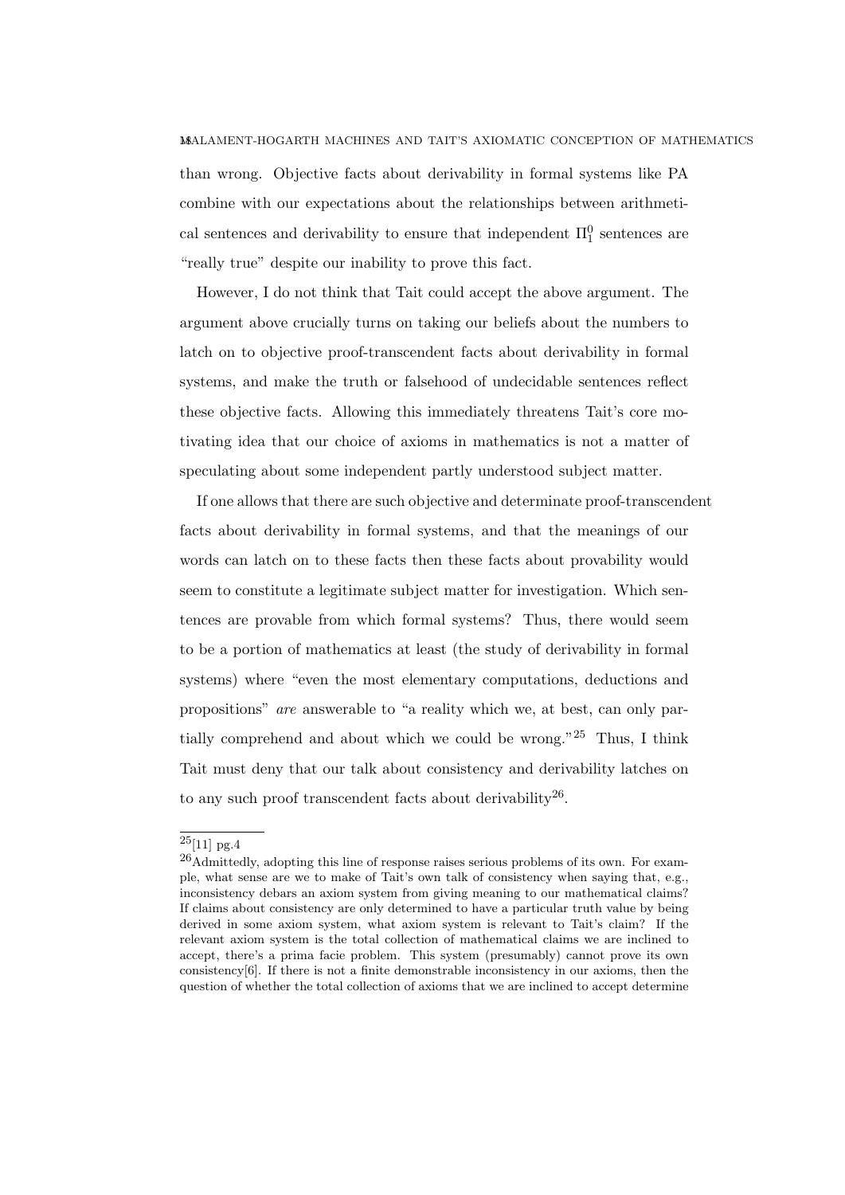than wrong. Objective facts about derivability in formal systems like PA combine with our expectations about the relationships between arithmetical sentences and derivability to ensure that independent $\Pi^0_1$ sentences are "really true" despite our inability to prove this fact.

However, I do not think that Tait could accept the above argument. The argument above crucially turns on taking our beliefs about the numbers to latch on to objective proof-transcendent facts about derivability in formal systems, and make the truth or falsehood of undecidable sentences reflect these objective facts. Allowing this immediately threatens Tait's core motivating idea that our choice of axioms in mathematics is not a matter of speculating about some independent partly understood subject matter.

If one allows that there are such objective and determinate proof-transcendent facts about derivability in formal systems, and that the meanings of our words can latch on to these facts then these facts about provability would seem to constitute a legitimate subject matter for investigation. Which sentences are provable from which formal systems? Thus, there would seem to be a portion of mathematics at least (the study of derivability in formal systems) where "even the most elementary computations, deductions and propositions" *are* answerable to "a reality which we, at best, can only partially comprehend and about which we could be wrong."[25] Thus, I think Tait must deny that our talk about consistency and derivability latches on to any such proof transcendent facts about derivability[26].

---

[25] [11] pg.4

[26] Admittedly, adopting this line of response raises serious problems of its own. For example, what sense are we to make of Tait's own talk of consistency when saying that, e.g., inconsistency debars an axiom system from giving meaning to our mathematical claims? If claims about consistency are only determined to have a particular truth value by being derived in some axiom system, what axiom system is relevant to Tait's claim? If the relevant axiom system is the total collection of mathematical claims we are inclined to accept, there's a prima facie problem. This system (presumably) cannot prove its own consistency[6]. If there is not a finite demonstrable inconsistency in our axioms, then the question of whether the total collection of axioms that we are inclined to accept determine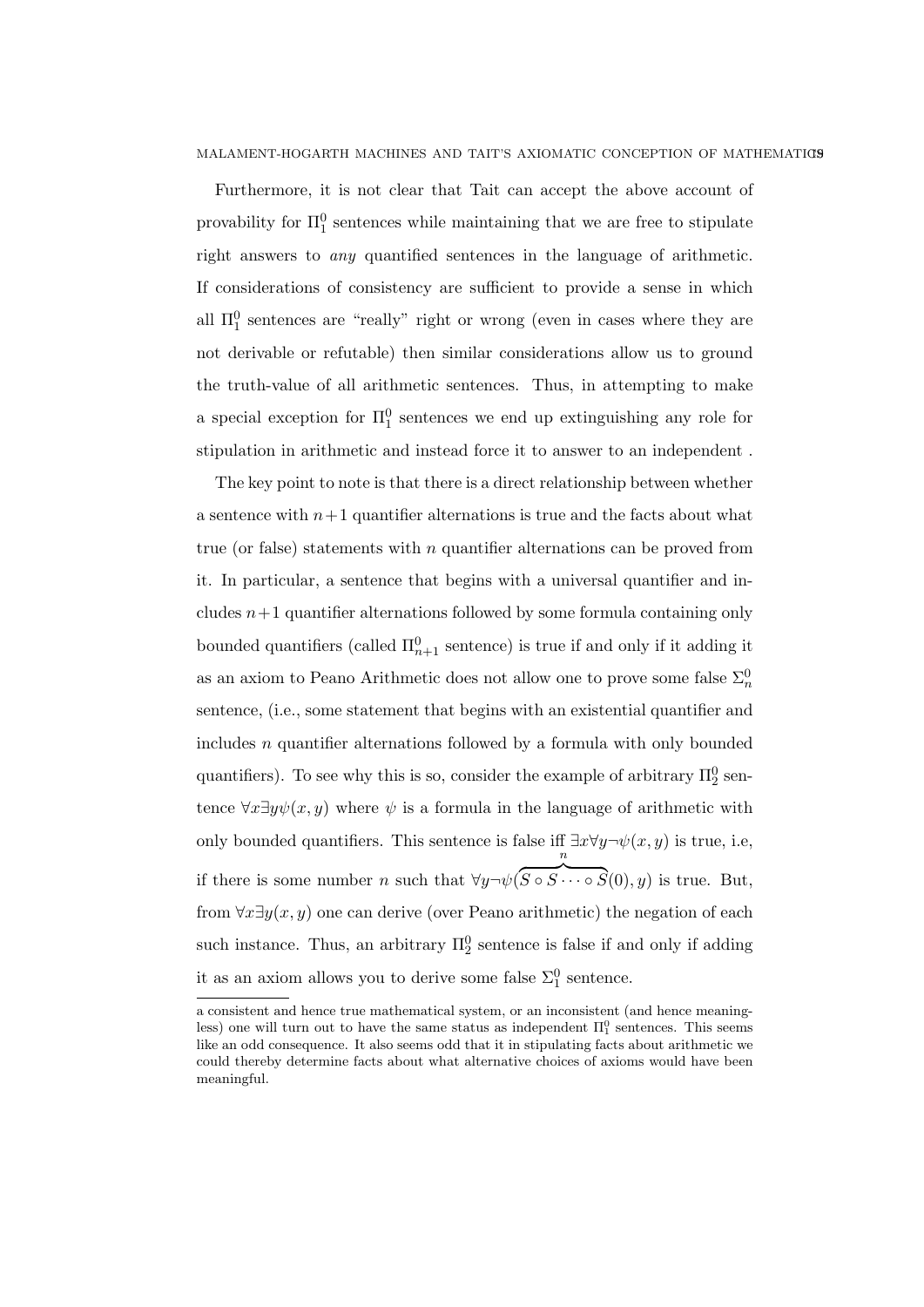Furthermore, it is not clear that Tait can accept the above account of provability for $\Pi^0_1$ sentences while maintaining that we are free to stipulate right answers to *any* quantified sentences in the language of arithmetic. If considerations of consistency are sufficient to provide a sense in which all $\Pi^0_1$ sentences are "really" right or wrong (even in cases where they are not derivable or refutable) then similar considerations allow us to ground the truth-value of all arithmetic sentences. Thus, in attempting to make a special exception for $\Pi^0_1$ sentences we end up extinguishing any role for stipulation in arithmetic and instead force it to answer to an independent .

The key point to note is that there is a direct relationship between whether a sentence with $n+1$ quantifier alternations is true and the facts about what true (or false) statements with $n$ quantifier alternations can be proved from it. In particular, a sentence that begins with a universal quantifier and includes $n+1$ quantifier alternations followed by some formula containing only bounded quantifiers (called $\Pi^0_{n+1}$ sentence) is true if and only if it adding it as an axiom to Peano Arithmetic does not allow one to prove some false $\Sigma^0_n$ sentence, (i.e., some statement that begins with an existential quantifier and includes $n$ quantifier alternations followed by a formula with only bounded quantifiers). To see why this is so, consider the example of arbitrary $\Pi^0_2$ sentence $\forall x \exists y \psi(x, y)$ where $\psi$ is a formula in the language of arithmetic with only bounded quantifiers. This sentence is false iff $\exists x \forall y \neg\psi(x, y)$ is true, i.e, if there is some number $n$ such that $\forall y \neg\psi(\overbrace{S \circ S \cdots \circ S}^{n}(0), y)$ is true. But, from $\forall x \exists y(x, y)$ one can derive (over Peano arithmetic) the negation of each such instance. Thus, an arbitrary $\Pi^0_2$ sentence is false if and only if adding it as an axiom allows you to derive some false $\Sigma^0_1$ sentence.

---

a consistent and hence true mathematical system, or an inconsistent (and hence meaningless) one will turn out to have the same status as independent $\Pi^0_1$ sentences. This seems like an odd consequence. It also seems odd that it in stipulating facts about arithmetic we could thereby determine facts about what alternative choices of axioms would have been meaningful.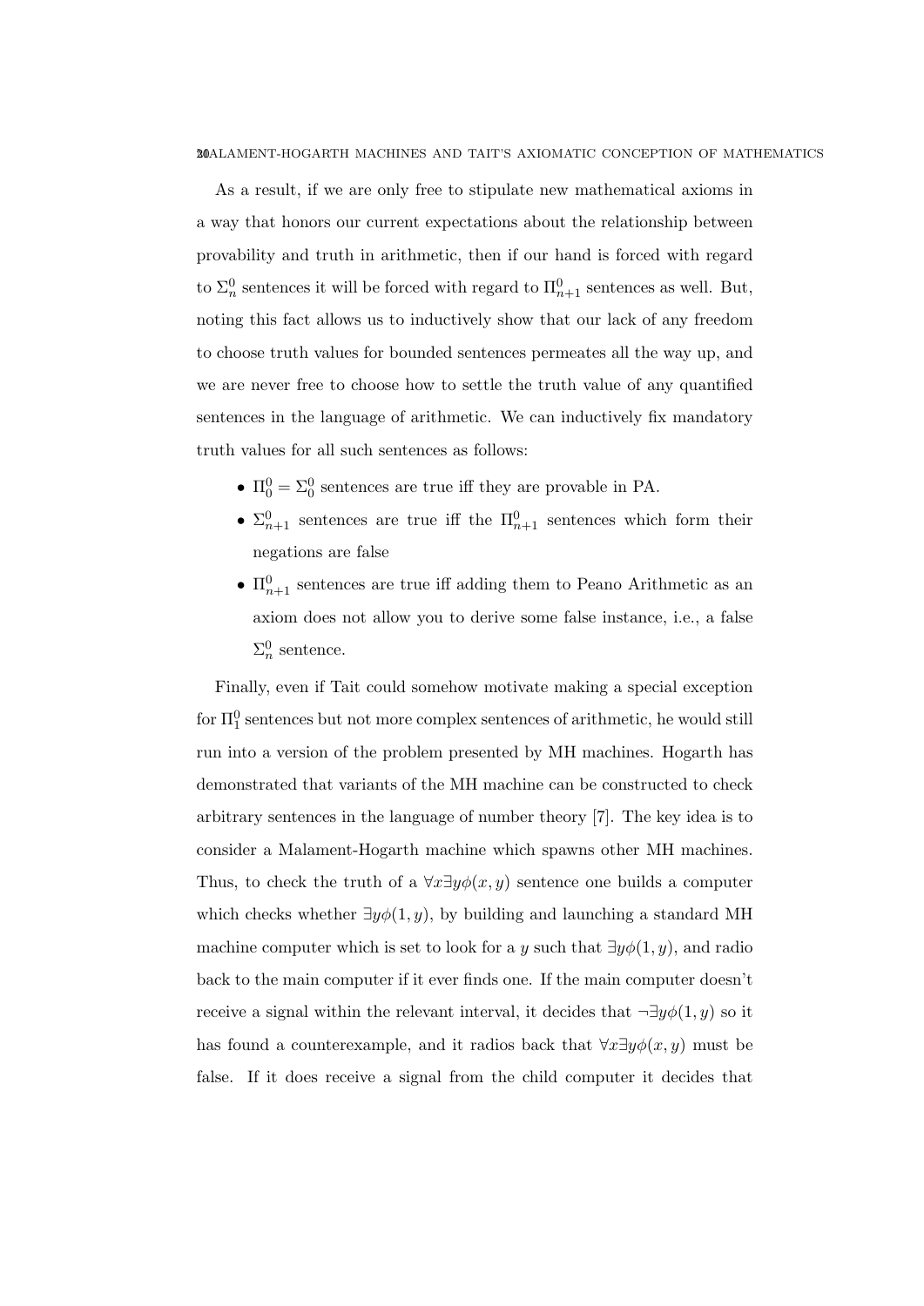As a result, if we are only free to stipulate new mathematical axioms in a way that honors our current expectations about the relationship between provability and truth in arithmetic, then if our hand is forced with regard to $\Sigma^0_n$ sentences it will be forced with regard to $\Pi^0_{n+1}$ sentences as well. But, noting this fact allows us to inductively show that our lack of any freedom to choose truth values for bounded sentences permeates all the way up, and we are never free to choose how to settle the truth value of any quantified sentences in the language of arithmetic. We can inductively fix mandatory truth values for all such sentences as follows:

- $\Pi^0_0 = \Sigma^0_0$ sentences are true iff they are provable in PA.
- $\Sigma^0_{n+1}$ sentences are true iff the $\Pi^0_{n+1}$ sentences which form their negations are false
- $\Pi^0_{n+1}$ sentences are true iff adding them to Peano Arithmetic as an axiom does not allow you to derive some false instance, i.e., a false $\Sigma^0_n$ sentence.

Finally, even if Tait could somehow motivate making a special exception for $\Pi^0_1$ sentences but not more complex sentences of arithmetic, he would still run into a version of the problem presented by MH machines. Hogarth has demonstrated that variants of the MH machine can be constructed to check arbitrary sentences in the language of number theory [7]. The key idea is to consider a Malament-Hogarth machine which spawns other MH machines. Thus, to check the truth of a $\forall x \exists y \phi(x, y)$ sentence one builds a computer which checks whether $\exists y \phi(1, y)$, by building and launching a standard MH machine computer which is set to look for a $y$ such that $\exists y \phi(1, y)$, and radio back to the main computer if it ever finds one. If the main computer doesn't receive a signal within the relevant interval, it decides that $\neg \exists y \phi(1, y)$ so it has found a counterexample, and it radios back that $\forall x \exists y \phi(x, y)$ must be false. If it does receive a signal from the child computer it decides that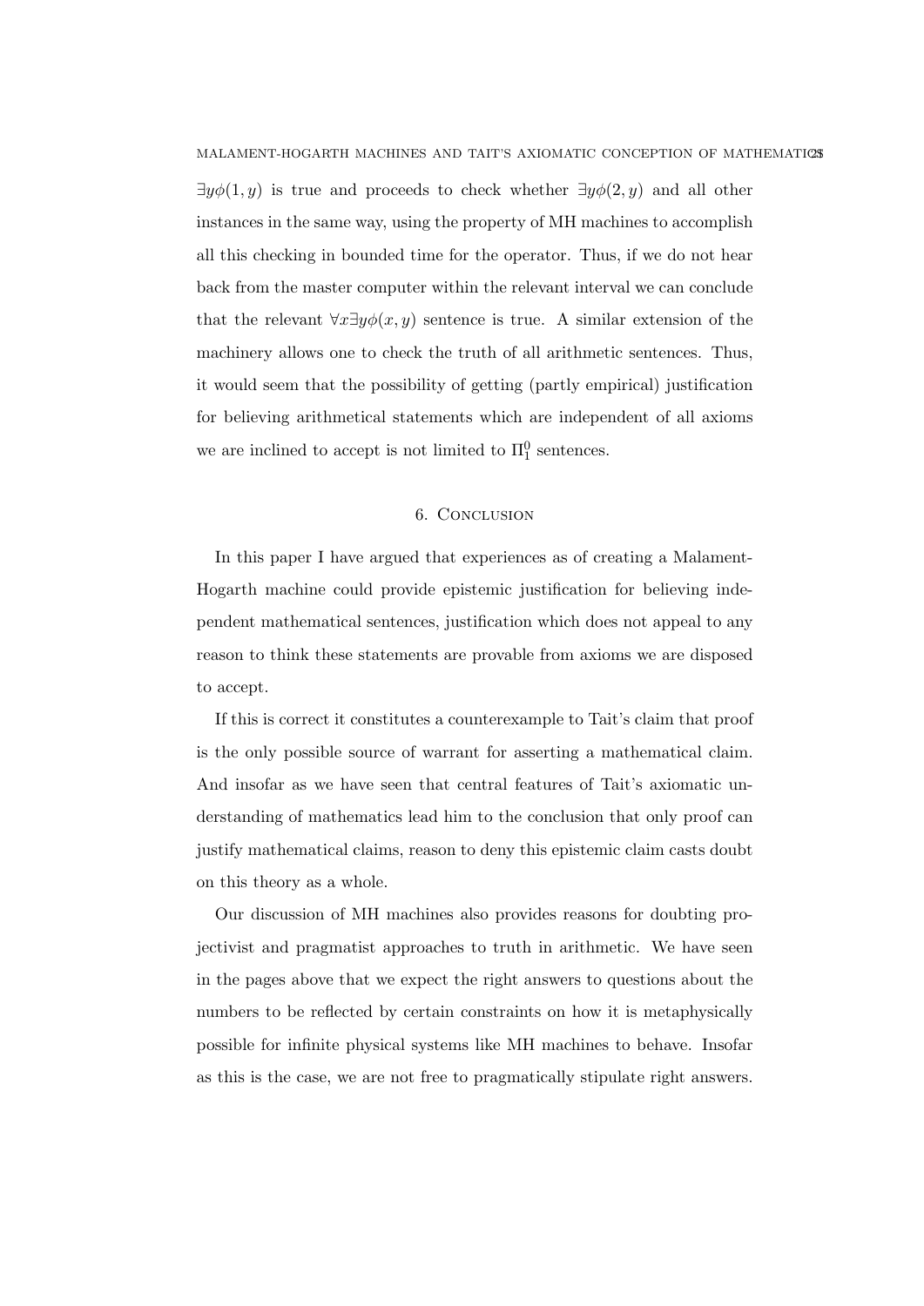$\exists y\phi(1,y)$ is true and proceeds to check whether $\exists y\phi(2,y)$ and all other instances in the same way, using the property of MH machines to accomplish all this checking in bounded time for the operator. Thus, if we do not hear back from the master computer within the relevant interval we can conclude that the relevant $\forall x\exists y\phi(x,y)$ sentence is true. A similar extension of the machinery allows one to check the truth of all arithmetic sentences. Thus, it would seem that the possibility of getting (partly empirical) justification for believing arithmetical statements which are independent of all axioms we are inclined to accept is not limited to $\Pi^0_1$ sentences.

## 6. Conclusion

In this paper I have argued that experiences as of creating a Malament-Hogarth machine could provide epistemic justification for believing independent mathematical sentences, justification which does not appeal to any reason to think these statements are provable from axioms we are disposed to accept.

If this is correct it constitutes a counterexample to Tait's claim that proof is the only possible source of warrant for asserting a mathematical claim. And insofar as we have seen that central features of Tait's axiomatic understanding of mathematics lead him to the conclusion that only proof can justify mathematical claims, reason to deny this epistemic claim casts doubt on this theory as a whole.

Our discussion of MH machines also provides reasons for doubting projectivist and pragmatist approaches to truth in arithmetic. We have seen in the pages above that we expect the right answers to questions about the numbers to be reflected by certain constraints on how it is metaphysically possible for infinite physical systems like MH machines to behave. Insofar as this is the case, we are not free to pragmatically stipulate right answers.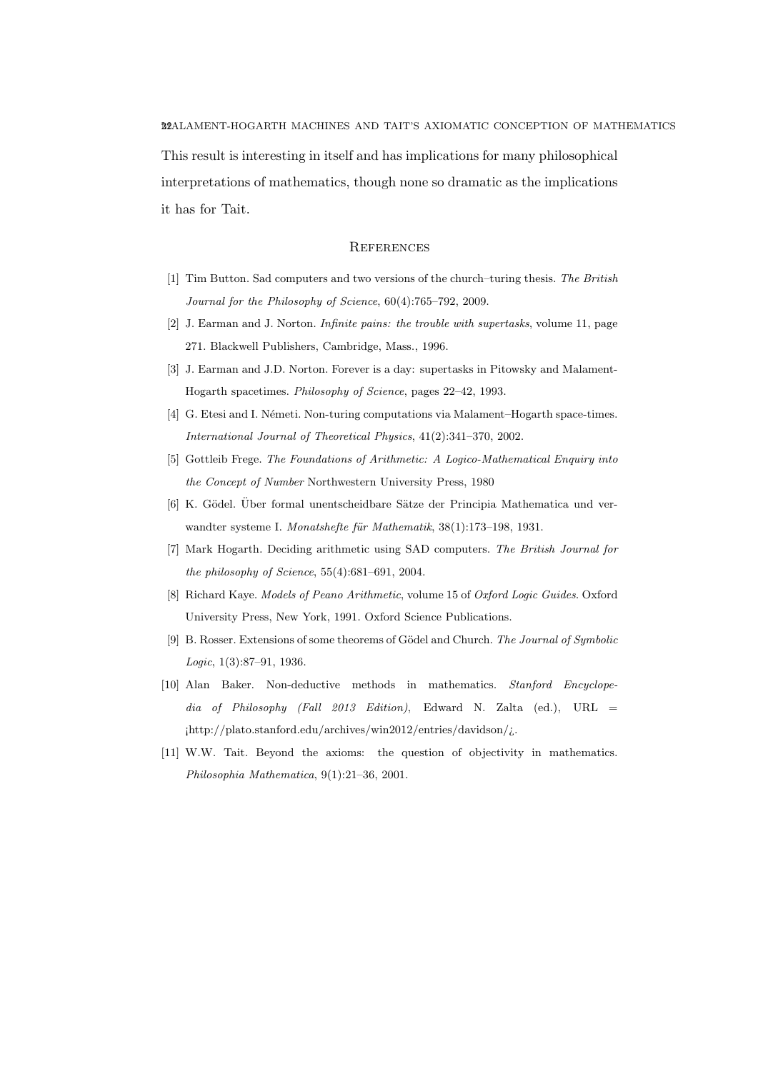This result is interesting in itself and has implications for many philosophical interpretations of mathematics, though none so dramatic as the implications it has for Tait.

## References

[1] Tim Button. Sad computers and two versions of the church–turing thesis. *The British Journal for the Philosophy of Science*, 60(4):765–792, 2009.

[2] J. Earman and J. Norton. *Infinite pains: the trouble with supertasks*, volume 11, page 271. Blackwell Publishers, Cambridge, Mass., 1996.

[3] J. Earman and J.D. Norton. Forever is a day: supertasks in Pitowsky and Malament-Hogarth spacetimes. *Philosophy of Science*, pages 22–42, 1993.

[4] G. Etesi and I. Németi. Non-turing computations via Malament–Hogarth space-times. *International Journal of Theoretical Physics*, 41(2):341–370, 2002.

[5] Gottleib Frege. *The Foundations of Arithmetic: A Logico-Mathematical Enquiry into the Concept of Number* Northwestern University Press, 1980

[6] K. Gödel. Über formal unentscheidbare Sätze der Principia Mathematica und verwandter systeme I. *Monatshefte für Mathematik*, 38(1):173–198, 1931.

[7] Mark Hogarth. Deciding arithmetic using SAD computers. *The British Journal for the philosophy of Science*, 55(4):681–691, 2004.

[8] Richard Kaye. *Models of Peano Arithmetic*, volume 15 of *Oxford Logic Guides*. Oxford University Press, New York, 1991. Oxford Science Publications.

[9] B. Rosser. Extensions of some theorems of Gödel and Church. *The Journal of Symbolic Logic*, 1(3):87–91, 1936.

[10] Alan Baker. Non-deductive methods in mathematics. *Stanford Encyclopedia of Philosophy (Fall 2013 Edition)*, Edward N. Zalta (ed.), URL = ¡http://plato.stanford.edu/archives/win2012/entries/davidson/¿.

[11] W.W. Tait. Beyond the axioms: the question of objectivity in mathematics. *Philosophia Mathematica*, 9(1):21–36, 2001.